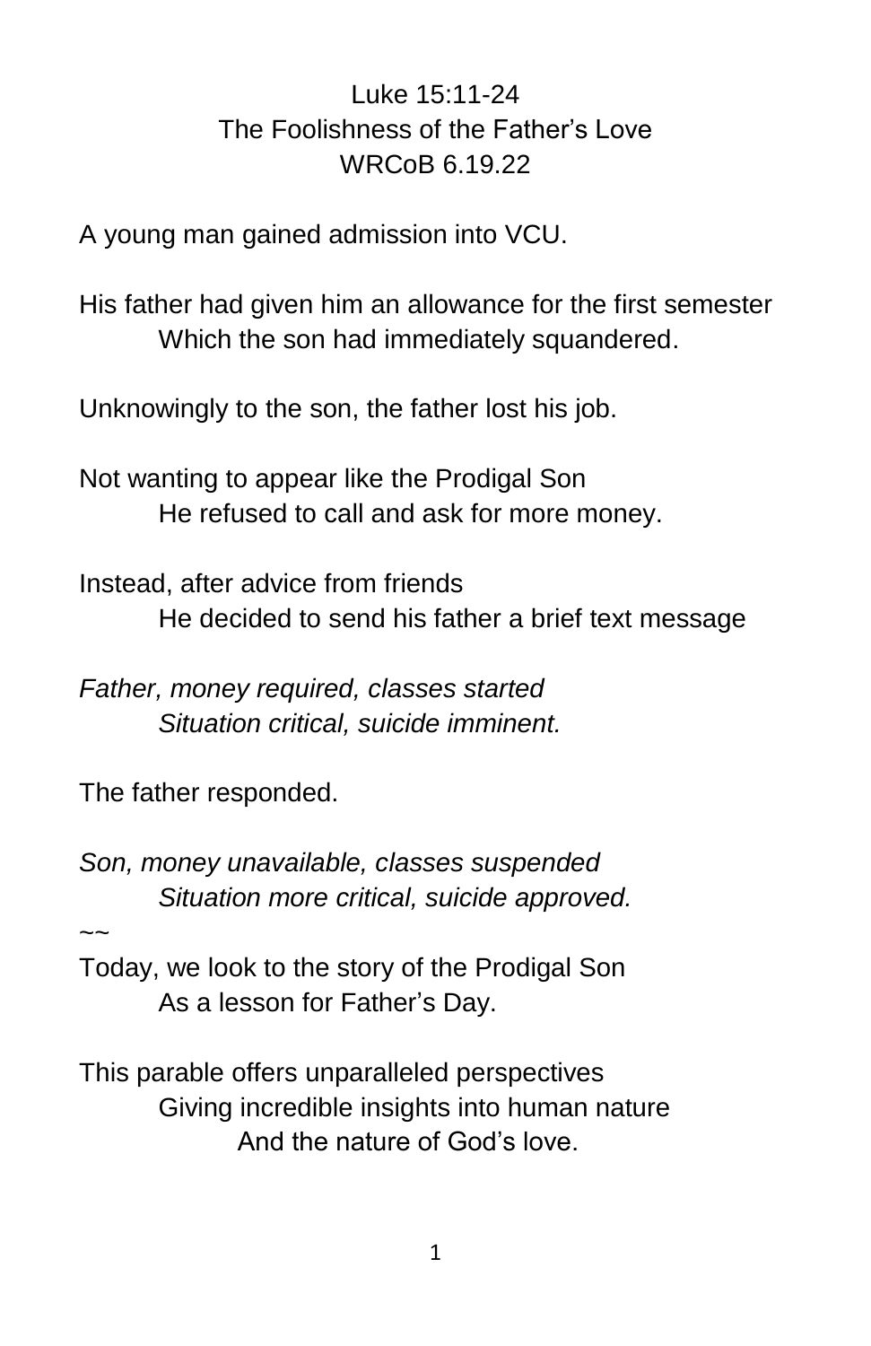Luke 15:11-24
The Foolishness of the Father's Love
WRCoB 6.19.22

A young man gained admission into VCU.

His father had given him an allowance for the first semester
Which the son had immediately squandered.

Unknowingly to the son, the father lost his job.

Not wanting to appear like the Prodigal Son
He refused to call and ask for more money.

Instead, after advice from friends
He decided to send his father a brief text message

*Father, money required, classes started*
*Situation critical, suicide imminent.*

The father responded.

*Son, money unavailable, classes suspended*
*Situation more critical, suicide approved.*

~~

Today, we look to the story of the Prodigal Son
As a lesson for Father's Day.

This parable offers unparalleled perspectives
Giving incredible insights into human nature
And the nature of God's love.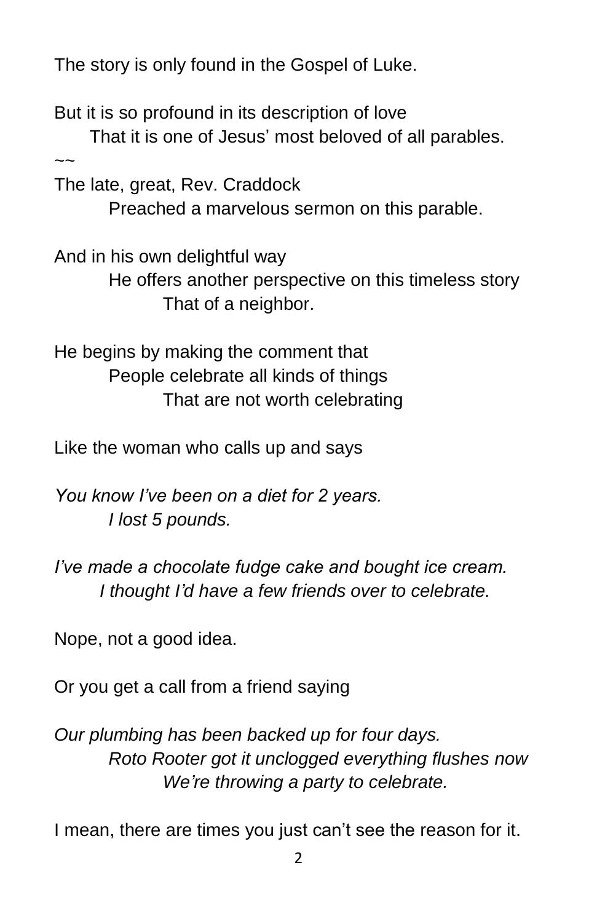The story is only found in the Gospel of Luke.

But it is so profound in its description of love
 That it is one of Jesus' most beloved of all parables.

~~

The late, great, Rev. Craddock
 Preached a marvelous sermon on this parable.

And in his own delightful way
 He offers another perspective on this timeless story
 That of a neighbor.

He begins by making the comment that
 People celebrate all kinds of things
 That are not worth celebrating

Like the woman who calls up and says

*You know I've been on a diet for 2 years.*
 *I lost 5 pounds.*

*I've made a chocolate fudge cake and bought ice cream.*
 *I thought I'd have a few friends over to celebrate.*

Nope, not a good idea.

Or you get a call from a friend saying

*Our plumbing has been backed up for four days.*
 *Roto Rooter got it unclogged everything flushes now*
 *We're throwing a party to celebrate.*

I mean, there are times you just can't see the reason for it.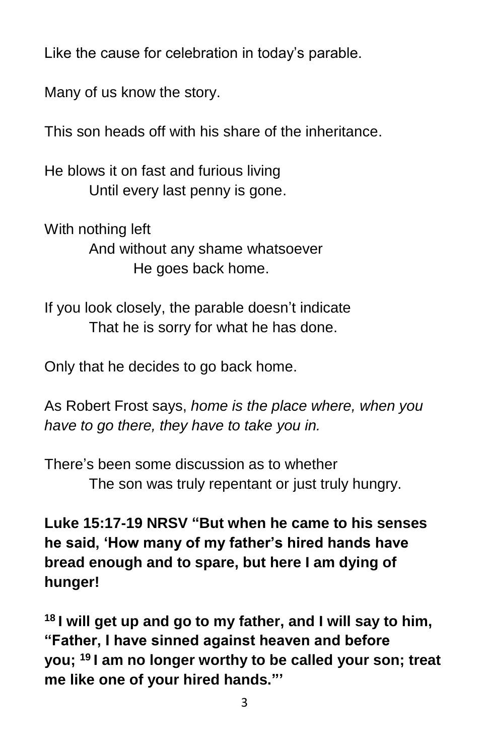Like the cause for celebration in today's parable.

Many of us know the story.

This son heads off with his share of the inheritance.

He blows it on fast and furious living
Until every last penny is gone.

With nothing left
And without any shame whatsoever
He goes back home.

If you look closely, the parable doesn't indicate
That he is sorry for what he has done.

Only that he decides to go back home.

As Robert Frost says, *home is the place where, when you have to go there, they have to take you in.*

There's been some discussion as to whether
The son was truly repentant or just truly hungry.

**Luke 15:17-19 NRSV "But when he came to his senses he said, 'How many of my father's hired hands have bread enough and to spare, but here I am dying of hunger!**

**18 I will get up and go to my father, and I will say to him, "Father, I have sinned against heaven and before you; 19 I am no longer worthy to be called your son; treat me like one of your hired hands."'**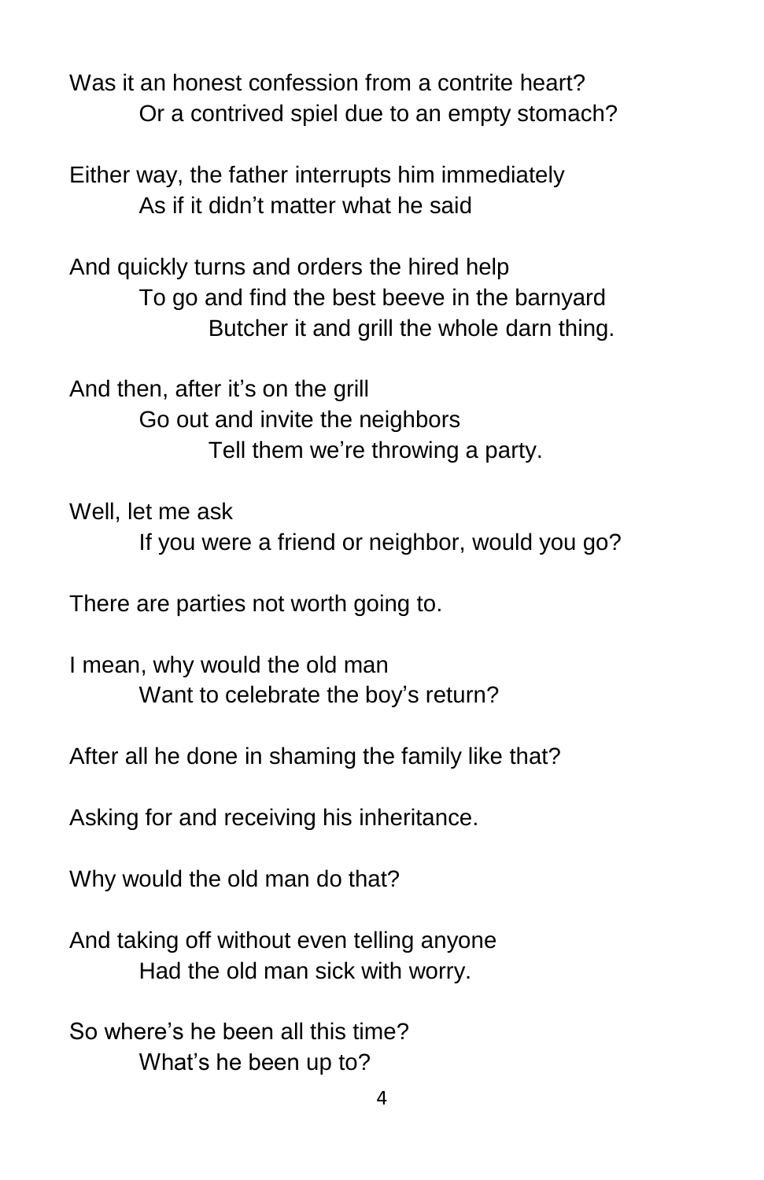Was it an honest confession from a contrite heart?
        Or a contrived spiel due to an empty stomach?

Either way, the father interrupts him immediately
        As if it didn't matter what he said

And quickly turns and orders the hired help
        To go and find the best beeve in the barnyard
                Butcher it and grill the whole darn thing.

And then, after it's on the grill
        Go out and invite the neighbors
                Tell them we're throwing a party.

Well, let me ask
        If you were a friend or neighbor, would you go?

There are parties not worth going to.

I mean, why would the old man
        Want to celebrate the boy's return?

After all he done in shaming the family like that?

Asking for and receiving his inheritance.

Why would the old man do that?

And taking off without even telling anyone
        Had the old man sick with worry.

So where's he been all this time?
        What's he been up to?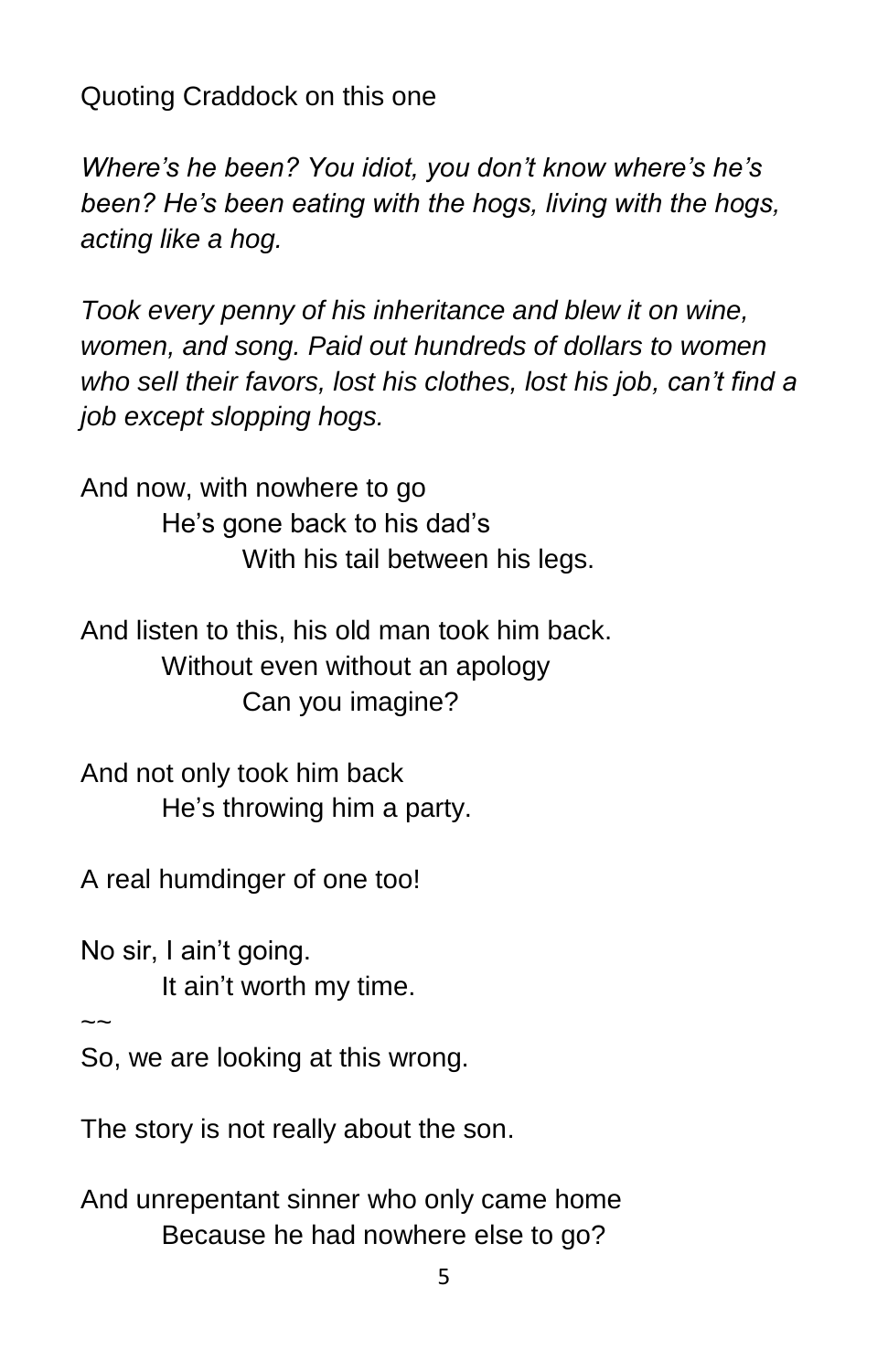Quoting Craddock on this one

*Where's he been? You idiot, you don't know where's he's been? He's been eating with the hogs, living with the hogs, acting like a hog.*

*Took every penny of his inheritance and blew it on wine, women, and song. Paid out hundreds of dollars to women who sell their favors, lost his clothes, lost his job, can't find a job except slopping hogs.*

And now, with nowhere to go
He's gone back to his dad's
With his tail between his legs.

And listen to this, his old man took him back.
Without even without an apology
Can you imagine?

And not only took him back
He's throwing him a party.

A real humdinger of one too!

No sir, I ain't going.
It ain't worth my time.

~~

So, we are looking at this wrong.

The story is not really about the son.

And unrepentant sinner who only came home
Because he had nowhere else to go?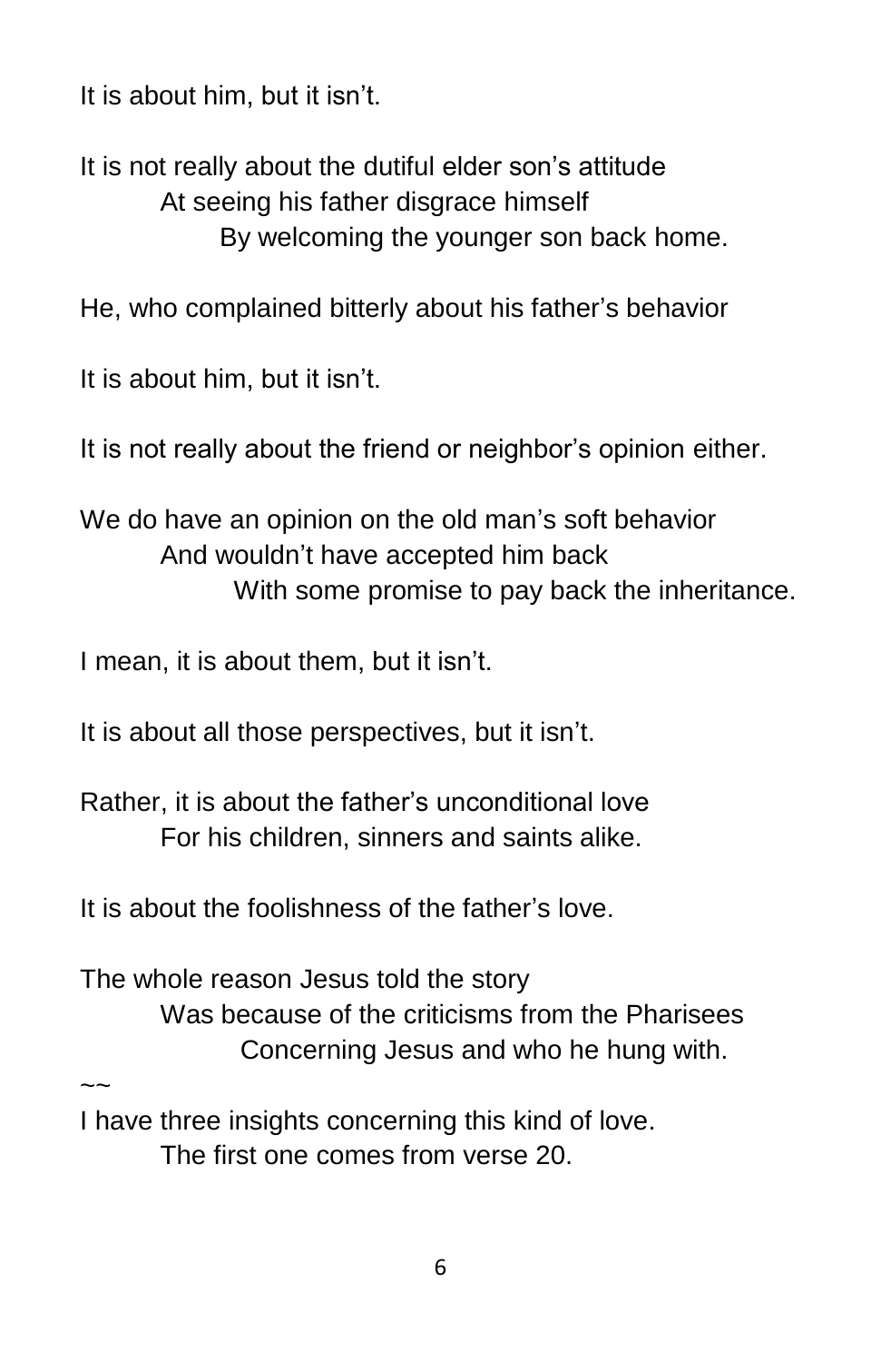It is about him, but it isn't.

It is not really about the dutiful elder son's attitude
At seeing his father disgrace himself
By welcoming the younger son back home.

He, who complained bitterly about his father's behavior

It is about him, but it isn't.

It is not really about the friend or neighbor's opinion either.

We do have an opinion on the old man's soft behavior
And wouldn't have accepted him back
With some promise to pay back the inheritance.

I mean, it is about them, but it isn't.

It is about all those perspectives, but it isn't.

Rather, it is about the father's unconditional love
For his children, sinners and saints alike.

It is about the foolishness of the father's love.

The whole reason Jesus told the story
Was because of the criticisms from the Pharisees
Concerning Jesus and who he hung with.

~~

I have three insights concerning this kind of love.
The first one comes from verse 20.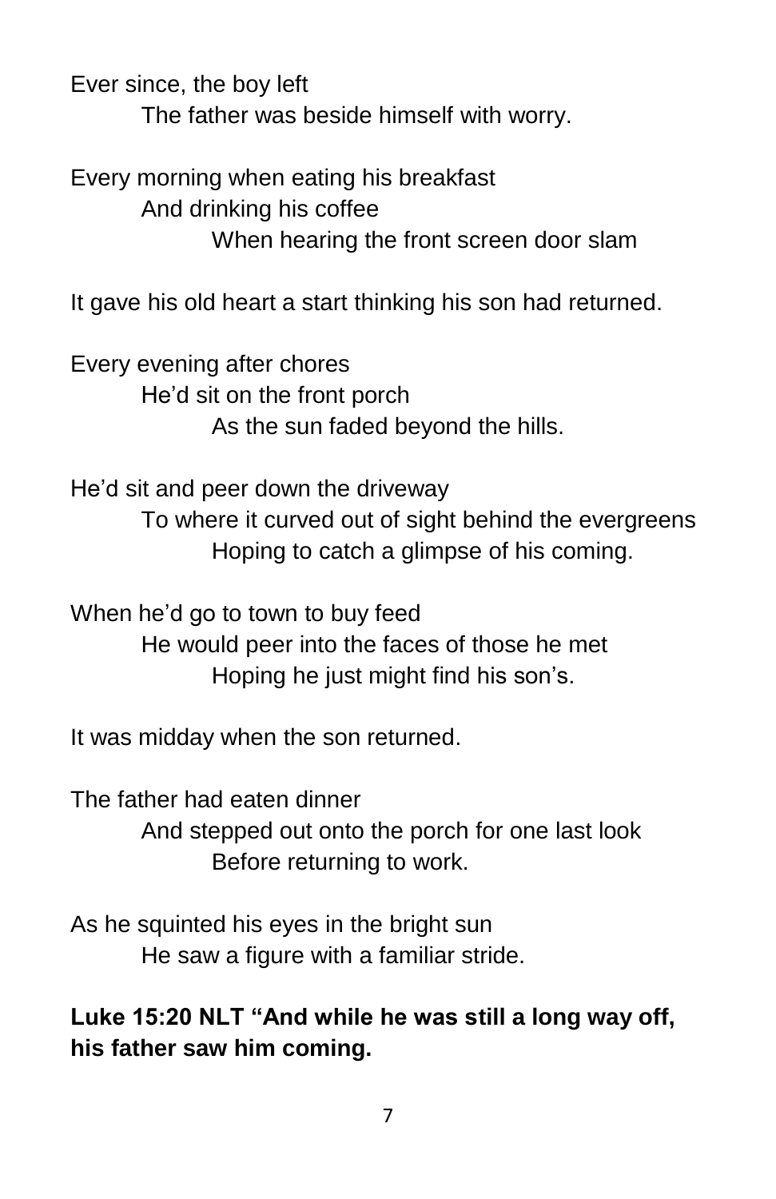Ever since, the boy left
&emsp;&emsp;The father was beside himself with worry.

Every morning when eating his breakfast
&emsp;&emsp;And drinking his coffee
&emsp;&emsp;&emsp;&emsp;When hearing the front screen door slam

It gave his old heart a start thinking his son had returned.

Every evening after chores
&emsp;&emsp;He'd sit on the front porch
&emsp;&emsp;&emsp;&emsp;As the sun faded beyond the hills.

He'd sit and peer down the driveway
&emsp;&emsp;To where it curved out of sight behind the evergreens
&emsp;&emsp;&emsp;&emsp;Hoping to catch a glimpse of his coming.

When he'd go to town to buy feed
&emsp;&emsp;He would peer into the faces of those he met
&emsp;&emsp;&emsp;&emsp;Hoping he just might find his son's.

It was midday when the son returned.

The father had eaten dinner
&emsp;&emsp;And stepped out onto the porch for one last look
&emsp;&emsp;&emsp;&emsp;Before returning to work.

As he squinted his eyes in the bright sun
&emsp;&emsp;He saw a figure with a familiar stride.

**Luke 15:20 NLT "And while he was still a long way off, his father saw him coming.**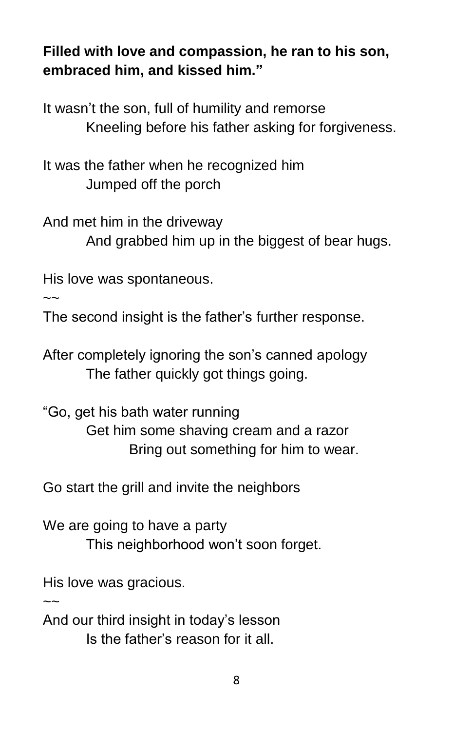**Filled with love and compassion, he ran to his son, embraced him, and kissed him."**

It wasn't the son, full of humility and remorse
Kneeling before his father asking for forgiveness.

It was the father when he recognized him
Jumped off the porch

And met him in the driveway
And grabbed him up in the biggest of bear hugs.

His love was spontaneous.
~~
The second insight is the father's further response.

After completely ignoring the son's canned apology
The father quickly got things going.

"Go, get his bath water running
Get him some shaving cream and a razor
Bring out something for him to wear.

Go start the grill and invite the neighbors

We are going to have a party
This neighborhood won't soon forget.

His love was gracious.
~~
And our third insight in today's lesson
Is the father's reason for it all.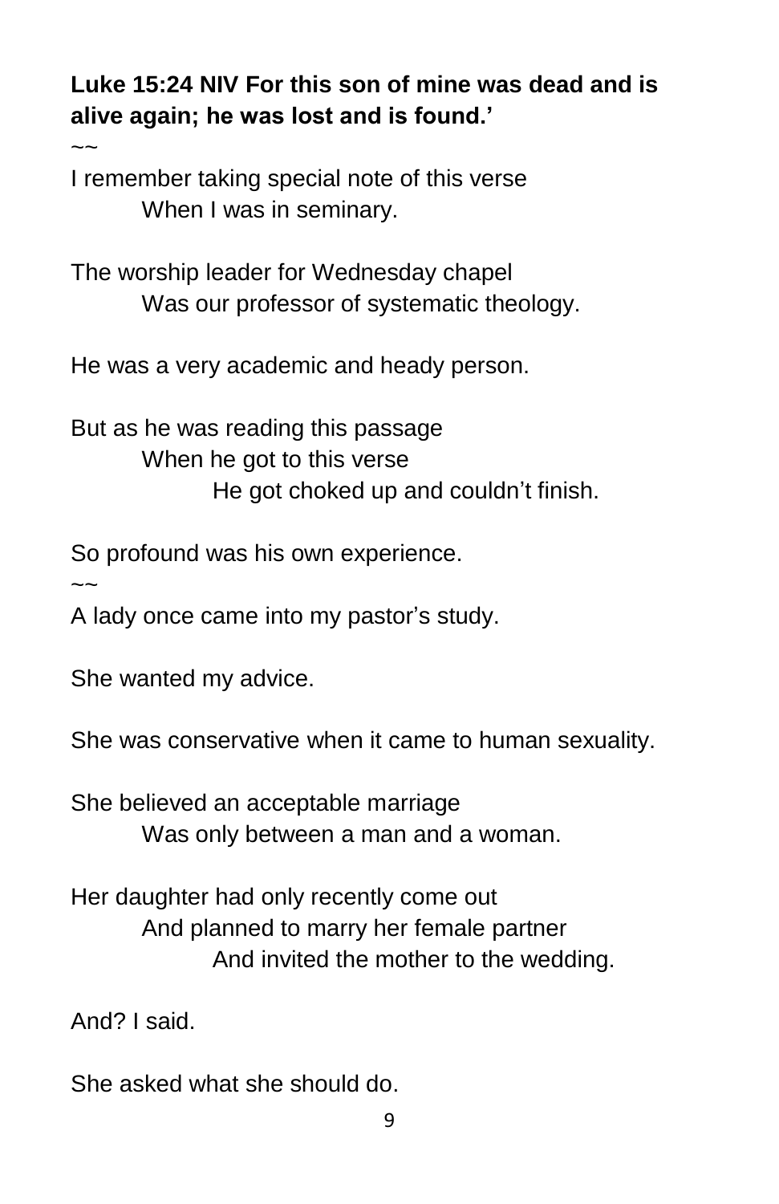**Luke 15:24 NIV For this son of mine was dead and is alive again; he was lost and is found.'**

~~

I remember taking special note of this verse
When I was in seminary.

The worship leader for Wednesday chapel
Was our professor of systematic theology.

He was a very academic and heady person.

But as he was reading this passage
When he got to this verse
He got choked up and couldn't finish.

So profound was his own experience.

~~

A lady once came into my pastor's study.

She wanted my advice.

She was conservative when it came to human sexuality.

She believed an acceptable marriage
Was only between a man and a woman.

Her daughter had only recently come out
And planned to marry her female partner
And invited the mother to the wedding.

And? I said.

She asked what she should do.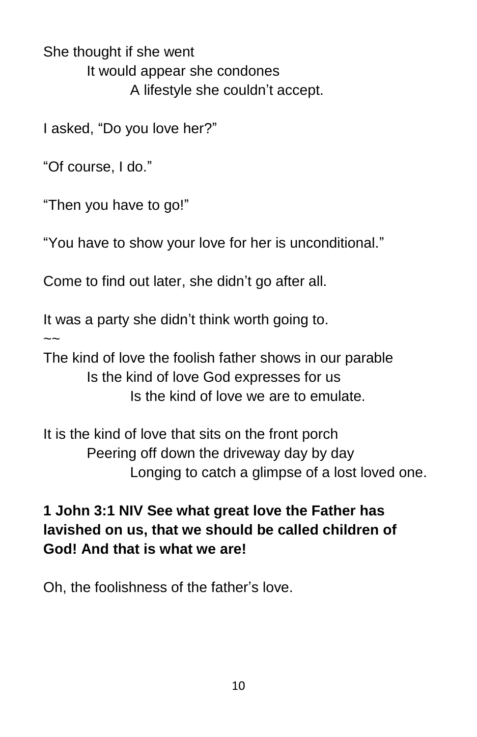She thought if she went  
It would appear she condones  
A lifestyle she couldn't accept.

I asked, "Do you love her?"

"Of course, I do."

"Then you have to go!"

"You have to show your love for her is unconditional."

Come to find out later, she didn't go after all.

It was a party she didn't think worth going to.

~~

The kind of love the foolish father shows in our parable  
Is the kind of love God expresses for us  
Is the kind of love we are to emulate.

It is the kind of love that sits on the front porch  
Peering off down the driveway day by day  
Longing to catch a glimpse of a lost loved one.

**1 John 3:1 NIV See what great love the Father has lavished on us, that we should be called children of God! And that is what we are!**

Oh, the foolishness of the father's love.